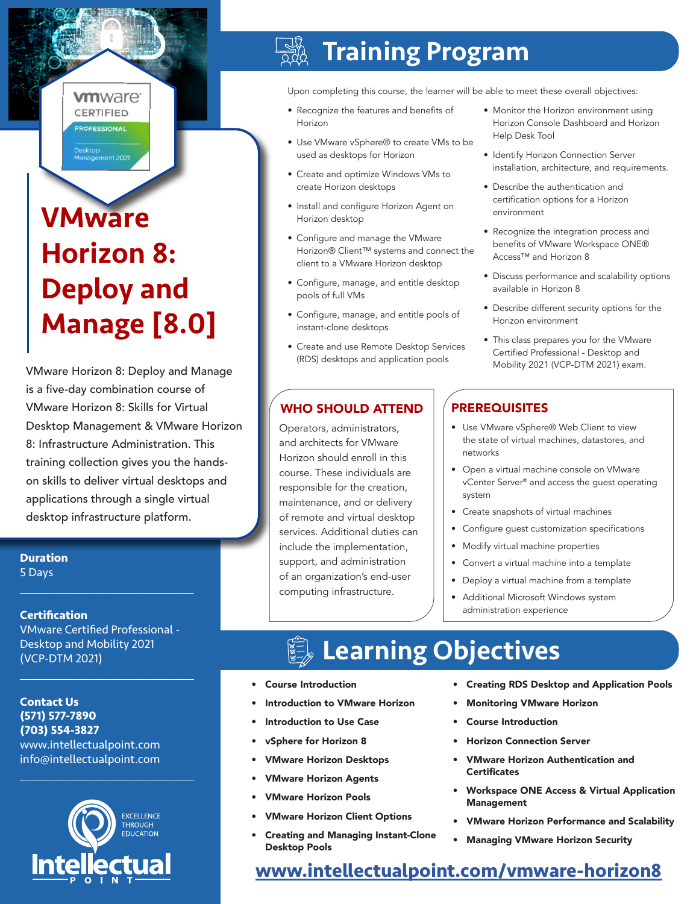# VMware Horizon 8: Deploy and Manage [8.0]

VMware Horizon 8: Deploy and Manage is a five-day combination course of VMware Horizon 8: Skills for Virtual Desktop Management & VMware Horizon 8: Infrastructure Administration. This training collection gives you the hands-on skills to deliver virtual desktops and applications through a single virtual desktop infrastructure platform.

**Duration**
5 Days

**Certification**
VMware Certified Professional - Desktop and Mobility 2021 (VCP-DTM 2021)

**Contact Us**
**(571) 577-7890**
**(703) 554-3827**
www.intellectualpoint.com
info@intellectualpoint.com

## Training Program

Upon completing this course, the learner will be able to meet these overall objectives:

- Recognize the features and benefits of Horizon
- Use VMware vSphere® to create VMs to be used as desktops for Horizon
- Create and optimize Windows VMs to create Horizon desktops
- Install and configure Horizon Agent on Horizon desktop
- Configure and manage the VMware Horizon® Client™ systems and connect the client to a VMware Horizon desktop
- Configure, manage, and entitle desktop pools of full VMs
- Configure, manage, and entitle pools of instant-clone desktops
- Create and use Remote Desktop Services (RDS) desktops and application pools
- Monitor the Horizon environment using Horizon Console Dashboard and Horizon Help Desk Tool
- Identify Horizon Connection Server installation, architecture, and requirements.
- Describe the authentication and certification options for a Horizon environment
- Recognize the integration process and benefits of VMware Workspace ONE® Access™ and Horizon 8
- Discuss performance and scalability options available in Horizon 8
- Describe different security options for the Horizon environment
- This class prepares you for the VMware Certified Professional - Desktop and Mobility 2021 (VCP-DTM 2021) exam.

### WHO SHOULD ATTEND

Operators, administrators, and architects for VMware Horizon should enroll in this course. These individuals are responsible for the creation, maintenance, and or delivery of remote and virtual desktop services. Additional duties can include the implementation, support, and administration of an organization's end-user computing infrastructure.

### PREREQUISITES

- Use VMware vSphere® Web Client to view the state of virtual machines, datastores, and networks
- Open a virtual machine console on VMware vCenter Server® and access the guest operating system
- Create snapshots of virtual machines
- Configure guest customization specifications
- Modify virtual machine properties
- Convert a virtual machine into a template
- Deploy a virtual machine from a template
- Additional Microsoft Windows system administration experience

## Learning Objectives

- **Course Introduction**
- **Introduction to VMware Horizon**
- **Introduction to Use Case**
- **vSphere for Horizon 8**
- **VMware Horizon Desktops**
- **VMware Horizon Agents**
- **VMware Horizon Pools**
- **VMware Horizon Client Options**
- **Creating and Managing Instant-Clone Desktop Pools**
- **Creating RDS Desktop and Application Pools**
- **Monitoring VMware Horizon**
- **Course Introduction**
- **Horizon Connection Server**
- **VMware Horizon Authentication and Certificates**
- **Workspace ONE Access & Virtual Application Management**
- **VMware Horizon Performance and Scalability**
- **Managing VMware Horizon Security**

www.intellectualpoint.com/vmware-horizon8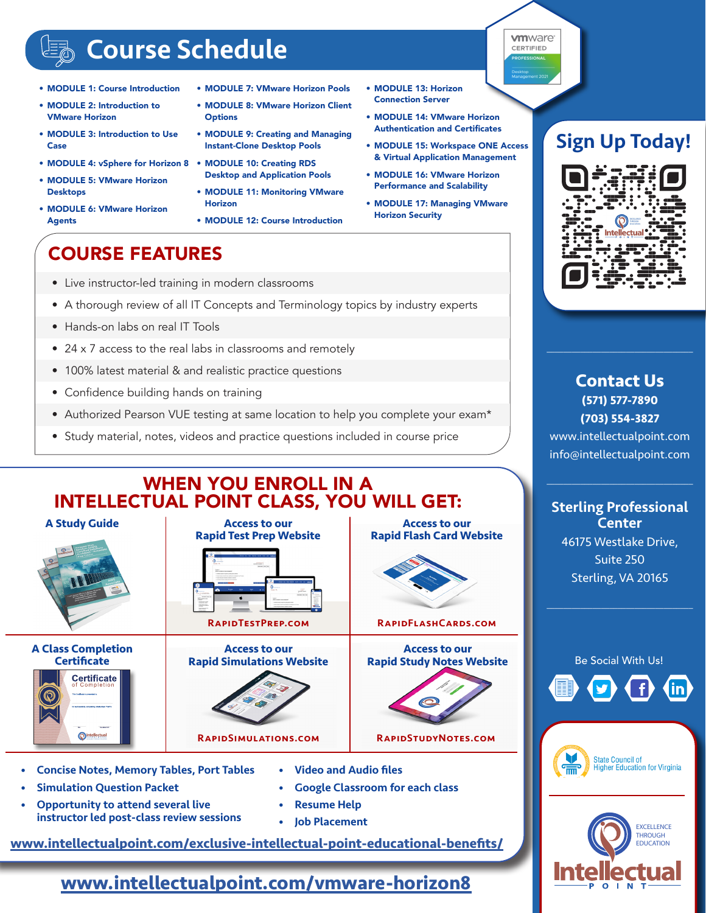# Course Schedule

- MODULE 1: Course Introduction
- MODULE 2: Introduction to VMware Horizon
- MODULE 3: Introduction to Use Case
- MODULE 4: vSphere for Horizon 8
- MODULE 5: VMware Horizon Desktops
- MODULE 6: VMware Horizon Agents
- MODULE 7: VMware Horizon Pools
- MODULE 8: VMware Horizon Client Options
- MODULE 9: Creating and Managing Instant-Clone Desktop Pools
- MODULE 10: Creating RDS Desktop and Application Pools
- MODULE 11: Monitoring VMware Horizon
- MODULE 12: Course Introduction
- MODULE 13: Horizon Connection Server
- MODULE 14: VMware Horizon Authentication and Certificates
- MODULE 15: Workspace ONE Access & Virtual Application Management
- MODULE 16: VMware Horizon Performance and Scalability
- MODULE 17: Managing VMware Horizon Security

vmware CERTIFIED PROFESSIONAL Desktop Management 2021

## Sign Up Today!

## COURSE FEATURES

- Live instructor-led training in modern classrooms
- A thorough review of all IT Concepts and Terminology topics by industry experts
- Hands-on labs on real IT Tools
- 24 x 7 access to the real labs in classrooms and remotely
- 100% latest material & and realistic practice questions
- Confidence building hands on training
- Authorized Pearson VUE testing at same location to help you complete your exam*
- Study material, notes, videos and practice questions included in course price

## WHEN YOU ENROLL IN A INTELLECTUAL POINT CLASS, YOU WILL GET:

| | | |
|---|---|---|
| A Study Guide | Access to our Rapid Test Prep Website<br>RAPIDTESTPREP.COM | Access to our Rapid Flash Card Website<br>RAPIDFLASHCARDS.COM |
| A Class Completion Certificate | Access to our Rapid Simulations Website<br>RAPIDSIMULATIONS.COM | Access to our Rapid Study Notes Website<br>RAPIDSTUDYNOTES.COM |

- Concise Notes, Memory Tables, Port Tables
- Simulation Question Packet
- Opportunity to attend several live instructor led post-class review sessions
- Video and Audio files
- Google Classroom for each class
- Resume Help
- Job Placement

www.intellectualpoint.com/exclusive-intellectual-point-educational-benefits/

## Contact Us

**(571) 577-7890**
**(703) 554-3827**
www.intellectualpoint.com
info@intellectualpoint.com

## Sterling Professional Center

46175 Westlake Drive,
Suite 250
Sterling, VA 20165

Be Social With Us!

State Council of Higher Education for Virginia

EXCELLENCE THROUGH EDUCATION
Intellectual POINT

www.intellectualpoint.com/vmware-horizon8